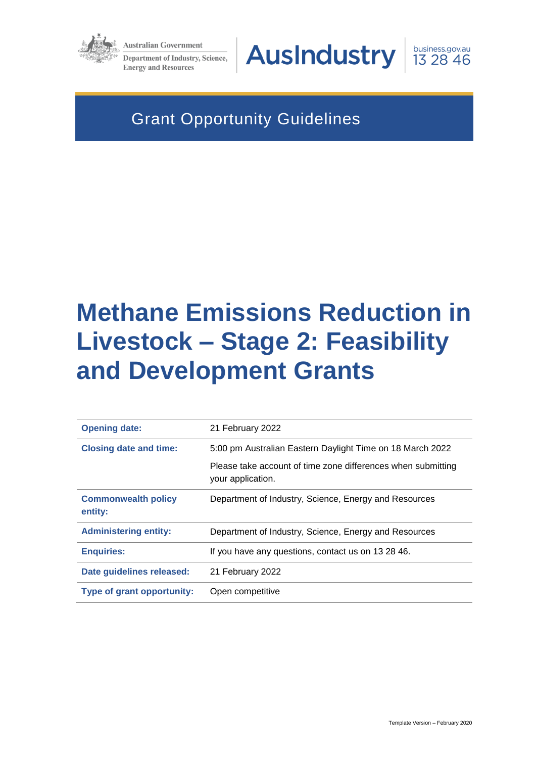Australian Government

Department of Industry, Science, Energy and Resources

AusIndustry

business.gov.au 13 28 46

Grant Opportunity Guidelines

# Methane Emissions Reduction in Livestock – Stage 2: Feasibility and Development Grants

| | |
|---|---|
| **Opening date:** | 21 February 2022 |
| **Closing date and time:** | 5:00 pm Australian Eastern Daylight Time on 18 March 2022<br><br>Please take account of time zone differences when submitting your application. |
| **Commonwealth policy entity:** | Department of Industry, Science, Energy and Resources |
| **Administering entity:** | Department of Industry, Science, Energy and Resources |
| **Enquiries:** | If you have any questions, contact us on 13 28 46. |
| **Date guidelines released:** | 21 February 2022 |
| **Type of grant opportunity:** | Open competitive |

Template Version – February 2020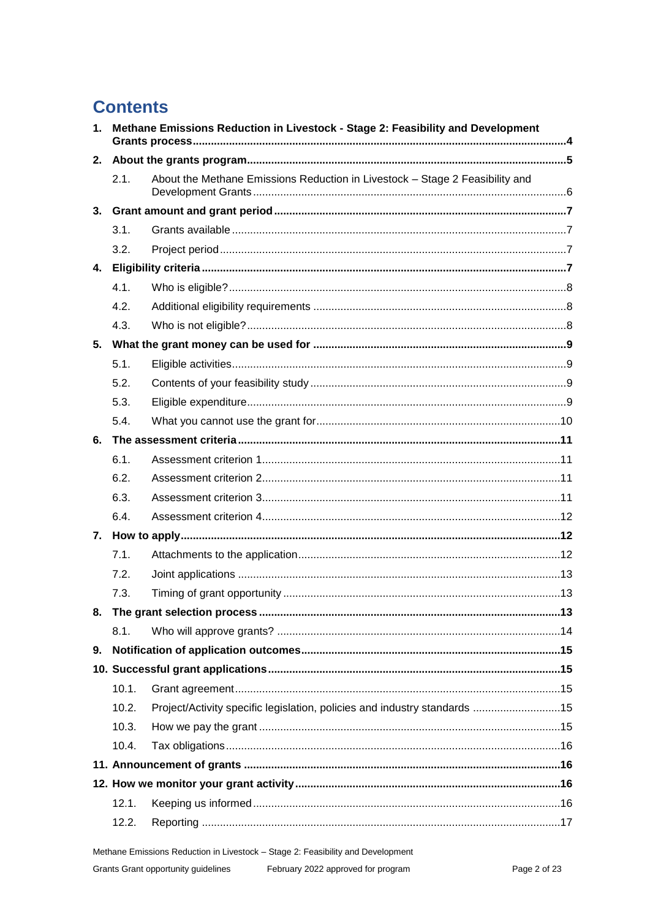# Contents

1. **Methane Emissions Reduction in Livestock - Stage 2: Feasibility and Development Grants process** ..... 4
2. **About the grants program** ..... 5
   - 2.1. About the Methane Emissions Reduction in Livestock – Stage 2 Feasibility and Development Grants ..... 6
3. **Grant amount and grant period** ..... 7
   - 3.1. Grants available ..... 7
   - 3.2. Project period ..... 7
4. **Eligibility criteria** ..... 7
   - 4.1. Who is eligible? ..... 8
   - 4.2. Additional eligibility requirements ..... 8
   - 4.3. Who is not eligible? ..... 8
5. **What the grant money can be used for** ..... 9
   - 5.1. Eligible activities ..... 9
   - 5.2. Contents of your feasibility study ..... 9
   - 5.3. Eligible expenditure ..... 9
   - 5.4. What you cannot use the grant for ..... 10
6. **The assessment criteria** ..... 11
   - 6.1. Assessment criterion 1 ..... 11
   - 6.2. Assessment criterion 2 ..... 11
   - 6.3. Assessment criterion 3 ..... 11
   - 6.4. Assessment criterion 4 ..... 12
7. **How to apply** ..... 12
   - 7.1. Attachments to the application ..... 12
   - 7.2. Joint applications ..... 13
   - 7.3. Timing of grant opportunity ..... 13
8. **The grant selection process** ..... 13
   - 8.1. Who will approve grants? ..... 14
9. **Notification of application outcomes** ..... 15
10. **Successful grant applications** ..... 15
    - 10.1. Grant agreement ..... 15
    - 10.2. Project/Activity specific legislation, policies and industry standards ..... 15
    - 10.3. How we pay the grant ..... 15
    - 10.4. Tax obligations ..... 16
11. **Announcement of grants** ..... 16
12. **How we monitor your grant activity** ..... 16
    - 12.1. Keeping us informed ..... 16
    - 12.2. Reporting ..... 17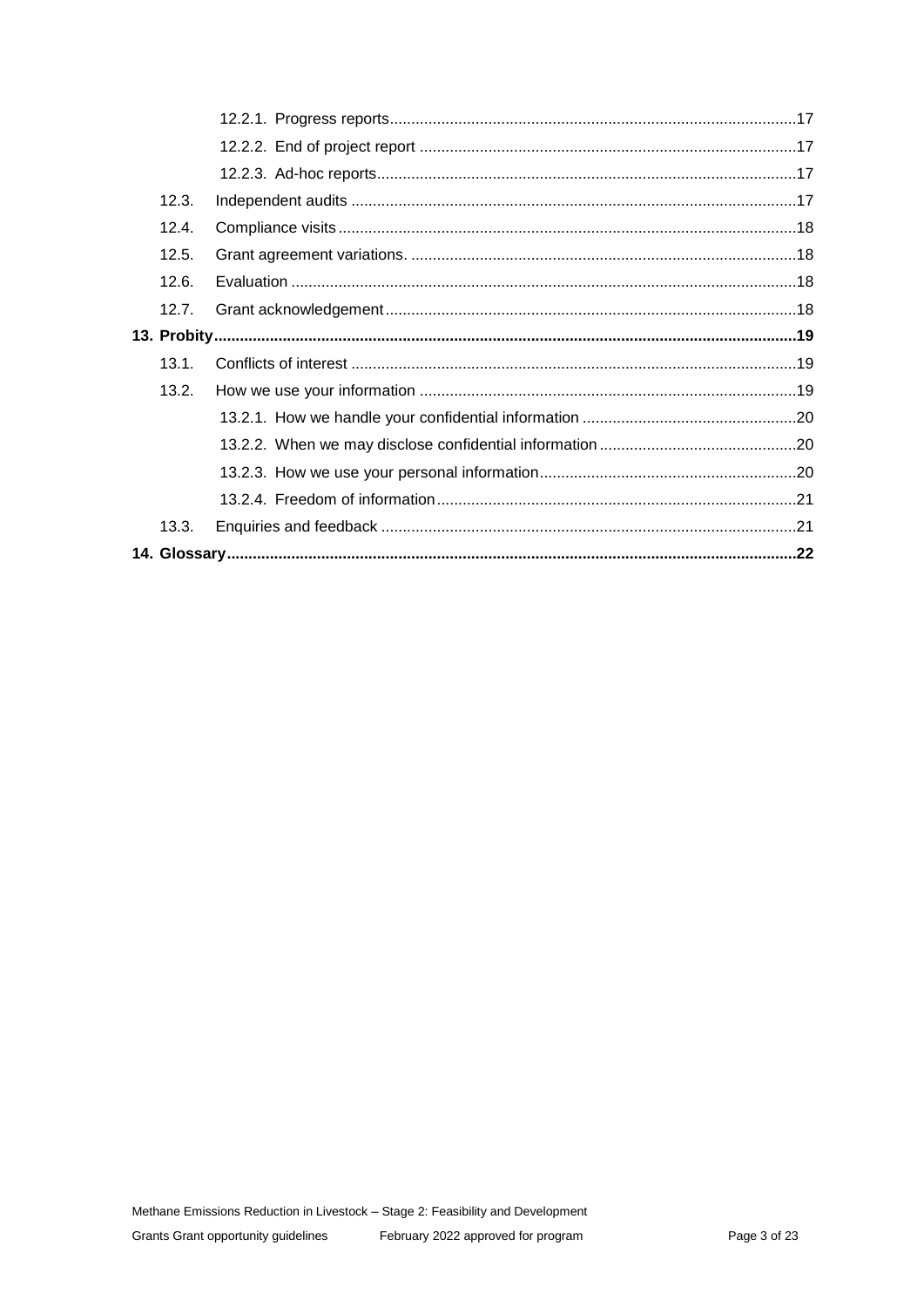12.2.1. Progress reports ... 17

12.2.2. End of project report ... 17

12.2.3. Ad-hoc reports ... 17

12.3. Independent audits ... 17

12.4. Compliance visits ... 18

12.5. Grant agreement variations. ... 18

12.6. Evaluation ... 18

12.7. Grant acknowledgement ... 18

**13. Probity ... 19**

13.1. Conflicts of interest ... 19

13.2. How we use your information ... 19

13.2.1. How we handle your confidential information ... 20

13.2.2. When we may disclose confidential information ... 20

13.2.3. How we use your personal information ... 20

13.2.4. Freedom of information ... 21

13.3. Enquiries and feedback ... 21

**14. Glossary ... 22**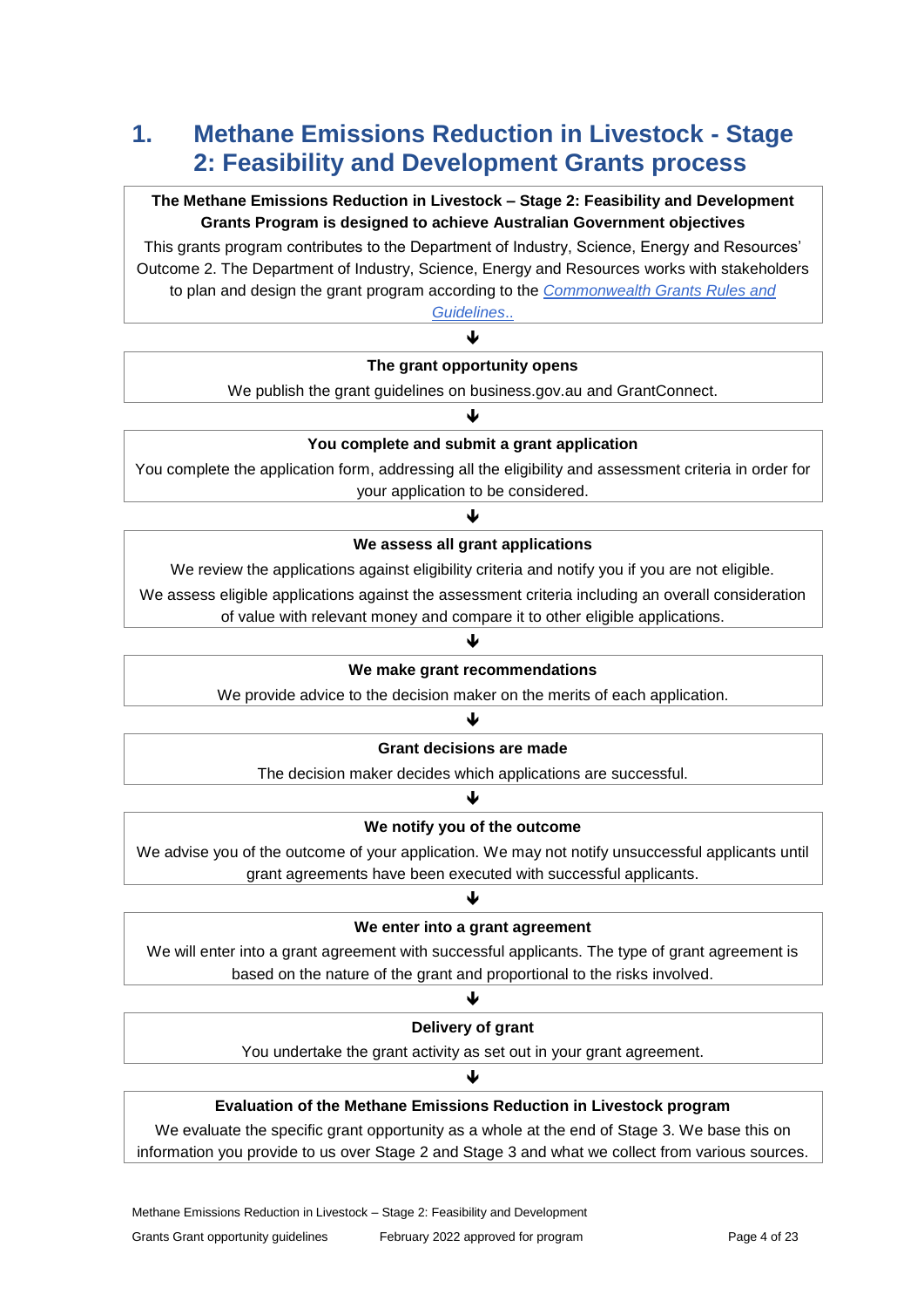# 1. Methane Emissions Reduction in Livestock - Stage 2: Feasibility and Development Grants process

**The Methane Emissions Reduction in Livestock – Stage 2: Feasibility and Development Grants Program is designed to achieve Australian Government objectives**

This grants program contributes to the Department of Industry, Science, Energy and Resources' Outcome 2. The Department of Industry, Science, Energy and Resources works with stakeholders to plan and design the grant program according to the *Commonwealth Grants Rules and Guidelines*..

↓

**The grant opportunity opens**

We publish the grant guidelines on business.gov.au and GrantConnect.

↓

**You complete and submit a grant application**

You complete the application form, addressing all the eligibility and assessment criteria in order for your application to be considered.

↓

**We assess all grant applications**

We review the applications against eligibility criteria and notify you if you are not eligible.

We assess eligible applications against the assessment criteria including an overall consideration of value with relevant money and compare it to other eligible applications.

↓

**We make grant recommendations**

We provide advice to the decision maker on the merits of each application.

↓

**Grant decisions are made**

The decision maker decides which applications are successful.

↓

**We notify you of the outcome**

We advise you of the outcome of your application. We may not notify unsuccessful applicants until grant agreements have been executed with successful applicants.

↓

**We enter into a grant agreement**

We will enter into a grant agreement with successful applicants. The type of grant agreement is based on the nature of the grant and proportional to the risks involved.

↓

**Delivery of grant**

You undertake the grant activity as set out in your grant agreement.

↓

**Evaluation of the Methane Emissions Reduction in Livestock program**

We evaluate the specific grant opportunity as a whole at the end of Stage 3. We base this on information you provide to us over Stage 2 and Stage 3 and what we collect from various sources.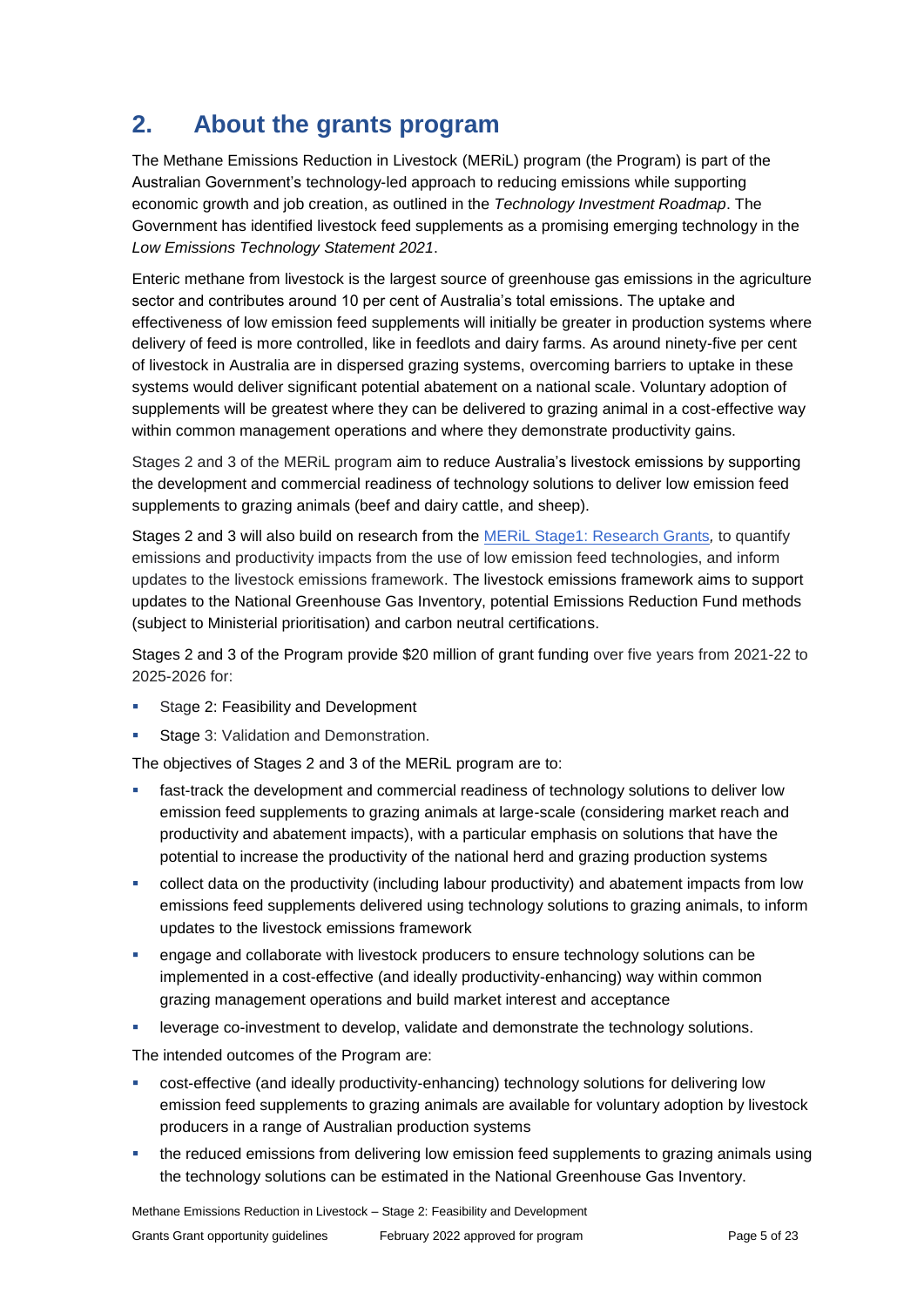## 2. About the grants program

The Methane Emissions Reduction in Livestock (MERiL) program (the Program) is part of the Australian Government's technology-led approach to reducing emissions while supporting economic growth and job creation, as outlined in the *Technology Investment Roadmap*. The Government has identified livestock feed supplements as a promising emerging technology in the *Low Emissions Technology Statement 2021*.

Enteric methane from livestock is the largest source of greenhouse gas emissions in the agriculture sector and contributes around 10 per cent of Australia's total emissions. The uptake and effectiveness of low emission feed supplements will initially be greater in production systems where delivery of feed is more controlled, like in feedlots and dairy farms. As around ninety-five per cent of livestock in Australia are in dispersed grazing systems, overcoming barriers to uptake in these systems would deliver significant potential abatement on a national scale. Voluntary adoption of supplements will be greatest where they can be delivered to grazing animal in a cost-effective way within common management operations and where they demonstrate productivity gains.

Stages 2 and 3 of the MERiL program aim to reduce Australia's livestock emissions by supporting the development and commercial readiness of technology solutions to deliver low emission feed supplements to grazing animals (beef and dairy cattle, and sheep).

Stages 2 and 3 will also build on research from the [MERiL Stage1: Research Grants](), to quantify emissions and productivity impacts from the use of low emission feed technologies, and inform updates to the livestock emissions framework. The livestock emissions framework aims to support updates to the National Greenhouse Gas Inventory, potential Emissions Reduction Fund methods (subject to Ministerial prioritisation) and carbon neutral certifications.

Stages 2 and 3 of the Program provide $20 million of grant funding over five years from 2021-22 to 2025-2026 for:

- Stage 2: Feasibility and Development
- Stage 3: Validation and Demonstration.

The objectives of Stages 2 and 3 of the MERiL program are to:

- fast-track the development and commercial readiness of technology solutions to deliver low emission feed supplements to grazing animals at large-scale (considering market reach and productivity and abatement impacts), with a particular emphasis on solutions that have the potential to increase the productivity of the national herd and grazing production systems
- collect data on the productivity (including labour productivity) and abatement impacts from low emissions feed supplements delivered using technology solutions to grazing animals, to inform updates to the livestock emissions framework
- engage and collaborate with livestock producers to ensure technology solutions can be implemented in a cost-effective (and ideally productivity-enhancing) way within common grazing management operations and build market interest and acceptance
- leverage co-investment to develop, validate and demonstrate the technology solutions.

The intended outcomes of the Program are:

- cost-effective (and ideally productivity-enhancing) technology solutions for delivering low emission feed supplements to grazing animals are available for voluntary adoption by livestock producers in a range of Australian production systems
- the reduced emissions from delivering low emission feed supplements to grazing animals using the technology solutions can be estimated in the National Greenhouse Gas Inventory.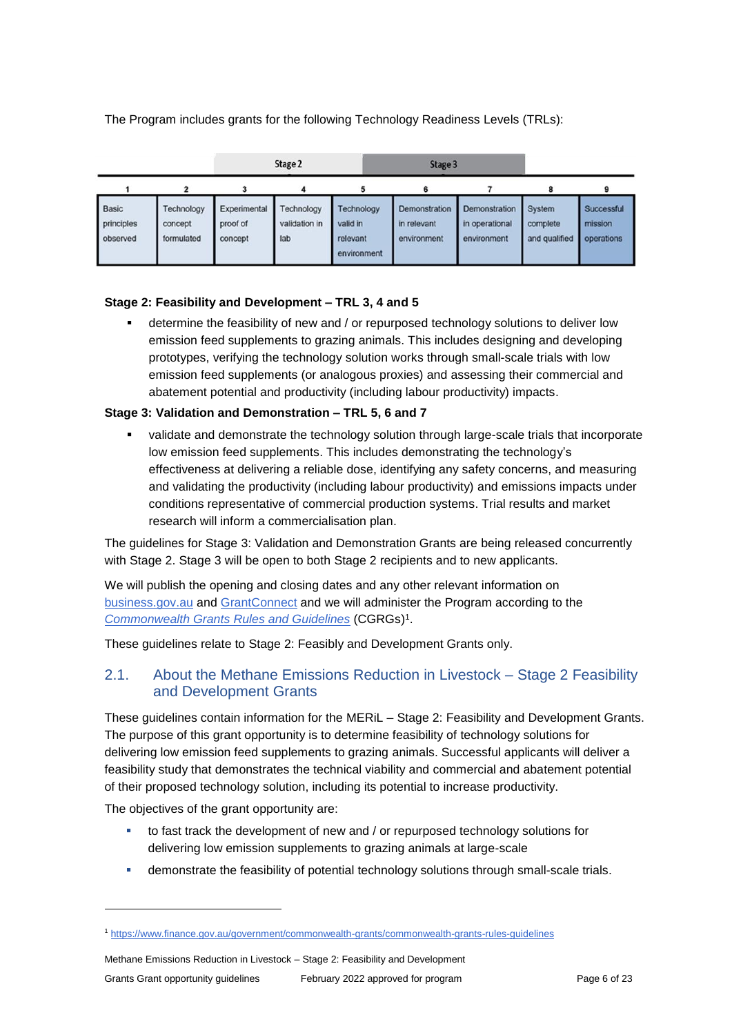The Program includes grants for the following Technology Readiness Levels (TRLs):

| | | Stage 2 | | | Stage 3 | | | |
|---|---|---|---|---|---|---|---|---|
| 1 | 2 | 3 | 4 | 5 | 6 | 7 | 8 | 9 |
| Basic principles observed | Technology concept formulated | Experimental proof of concept | Technology validation in lab | Technology valid in relevant environment | Demonstration in relevant environment | Demonstration in operational environment | System complete and qualified | Successful mission operations |

**Stage 2: Feasibility and Development – TRL 3, 4 and 5**

- determine the feasibility of new and / or repurposed technology solutions to deliver low emission feed supplements to grazing animals. This includes designing and developing prototypes, verifying the technology solution works through small-scale trials with low emission feed supplements (or analogous proxies) and assessing their commercial and abatement potential and productivity (including labour productivity) impacts.

**Stage 3: Validation and Demonstration – TRL 5, 6 and 7**

- validate and demonstrate the technology solution through large-scale trials that incorporate low emission feed supplements. This includes demonstrating the technology's effectiveness at delivering a reliable dose, identifying any safety concerns, and measuring and validating the productivity (including labour productivity) and emissions impacts under conditions representative of commercial production systems. Trial results and market research will inform a commercialisation plan.

The guidelines for Stage 3: Validation and Demonstration Grants are being released concurrently with Stage 2. Stage 3 will be open to both Stage 2 recipients and to new applicants.

We will publish the opening and closing dates and any other relevant information on business.gov.au and GrantConnect and we will administer the Program according to the *Commonwealth Grants Rules and Guidelines* (CGRGs)[1].

These guidelines relate to Stage 2: Feasibly and Development Grants only.

## 2.1. About the Methane Emissions Reduction in Livestock – Stage 2 Feasibility and Development Grants

These guidelines contain information for the MERiL – Stage 2: Feasibility and Development Grants. The purpose of this grant opportunity is to determine feasibility of technology solutions for delivering low emission feed supplements to grazing animals. Successful applicants will deliver a feasibility study that demonstrates the technical viability and commercial and abatement potential of their proposed technology solution, including its potential to increase productivity.

The objectives of the grant opportunity are:

- to fast track the development of new and / or repurposed technology solutions for delivering low emission supplements to grazing animals at large-scale
- demonstrate the feasibility of potential technology solutions through small-scale trials.

[1] https://www.finance.gov.au/government/commonwealth-grants/commonwealth-grants-rules-guidelines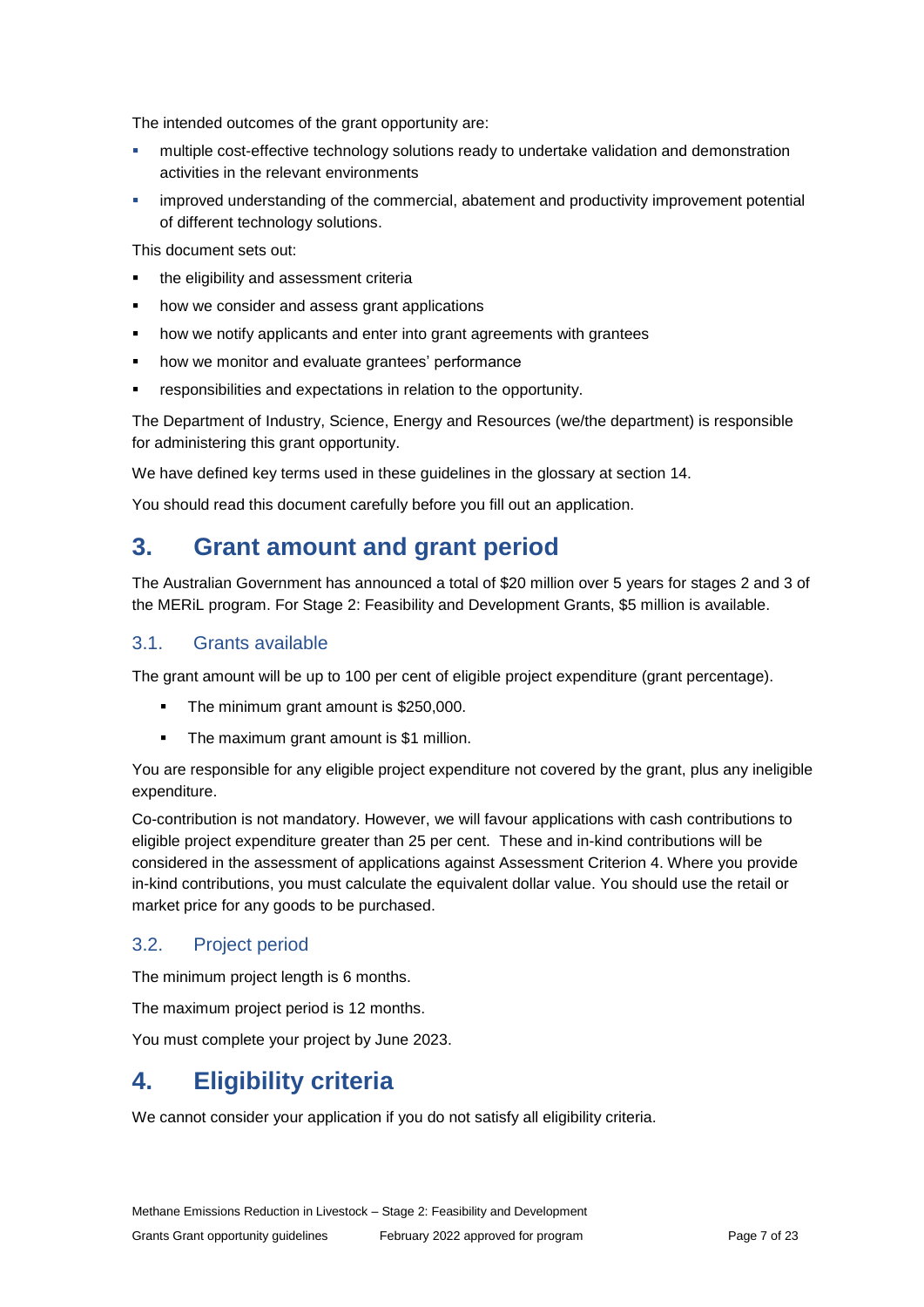The intended outcomes of the grant opportunity are:

- multiple cost-effective technology solutions ready to undertake validation and demonstration activities in the relevant environments
- improved understanding of the commercial, abatement and productivity improvement potential of different technology solutions.

This document sets out:

- the eligibility and assessment criteria
- how we consider and assess grant applications
- how we notify applicants and enter into grant agreements with grantees
- how we monitor and evaluate grantees' performance
- responsibilities and expectations in relation to the opportunity.

The Department of Industry, Science, Energy and Resources (we/the department) is responsible for administering this grant opportunity.

We have defined key terms used in these guidelines in the glossary at section 14.

You should read this document carefully before you fill out an application.

# 3. Grant amount and grant period

The Australian Government has announced a total of $20 million over 5 years for stages 2 and 3 of the MERiL program. For Stage 2: Feasibility and Development Grants, $5 million is available.

## 3.1. Grants available

The grant amount will be up to 100 per cent of eligible project expenditure (grant percentage).

- The minimum grant amount is $250,000.
- The maximum grant amount is $1 million.

You are responsible for any eligible project expenditure not covered by the grant, plus any ineligible expenditure.

Co-contribution is not mandatory. However, we will favour applications with cash contributions to eligible project expenditure greater than 25 per cent. These and in-kind contributions will be considered in the assessment of applications against Assessment Criterion 4. Where you provide in-kind contributions, you must calculate the equivalent dollar value. You should use the retail or market price for any goods to be purchased.

## 3.2. Project period

The minimum project length is 6 months.

The maximum project period is 12 months.

You must complete your project by June 2023.

# 4. Eligibility criteria

We cannot consider your application if you do not satisfy all eligibility criteria.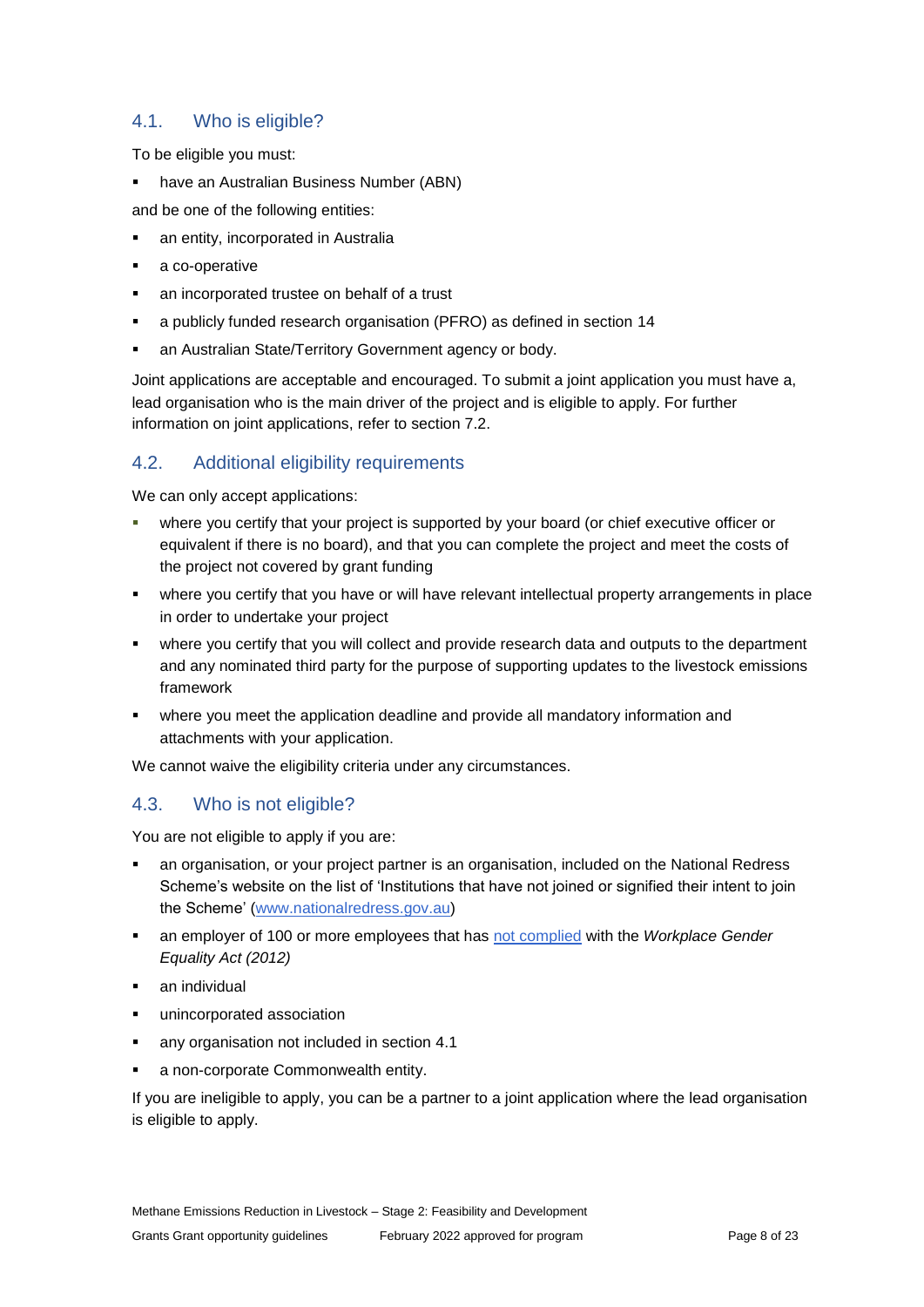## 4.1. Who is eligible?

To be eligible you must:

- have an Australian Business Number (ABN)

and be one of the following entities:

- an entity, incorporated in Australia
- a co-operative
- an incorporated trustee on behalf of a trust
- a publicly funded research organisation (PFRO) as defined in section 14
- an Australian State/Territory Government agency or body.

Joint applications are acceptable and encouraged. To submit a joint application you must have a, lead organisation who is the main driver of the project and is eligible to apply. For further information on joint applications, refer to section 7.2.

## 4.2. Additional eligibility requirements

We can only accept applications:

- where you certify that your project is supported by your board (or chief executive officer or equivalent if there is no board), and that you can complete the project and meet the costs of the project not covered by grant funding
- where you certify that you have or will have relevant intellectual property arrangements in place in order to undertake your project
- where you certify that you will collect and provide research data and outputs to the department and any nominated third party for the purpose of supporting updates to the livestock emissions framework
- where you meet the application deadline and provide all mandatory information and attachments with your application.

We cannot waive the eligibility criteria under any circumstances.

## 4.3. Who is not eligible?

You are not eligible to apply if you are:

- an organisation, or your project partner is an organisation, included on the National Redress Scheme's website on the list of 'Institutions that have not joined or signified their intent to join the Scheme' ([www.nationalredress.gov.au](www.nationalredress.gov.au))
- an employer of 100 or more employees that has not complied with the *Workplace Gender Equality Act (2012)*
- an individual
- unincorporated association
- any organisation not included in section 4.1
- a non-corporate Commonwealth entity.

If you are ineligible to apply, you can be a partner to a joint application where the lead organisation is eligible to apply.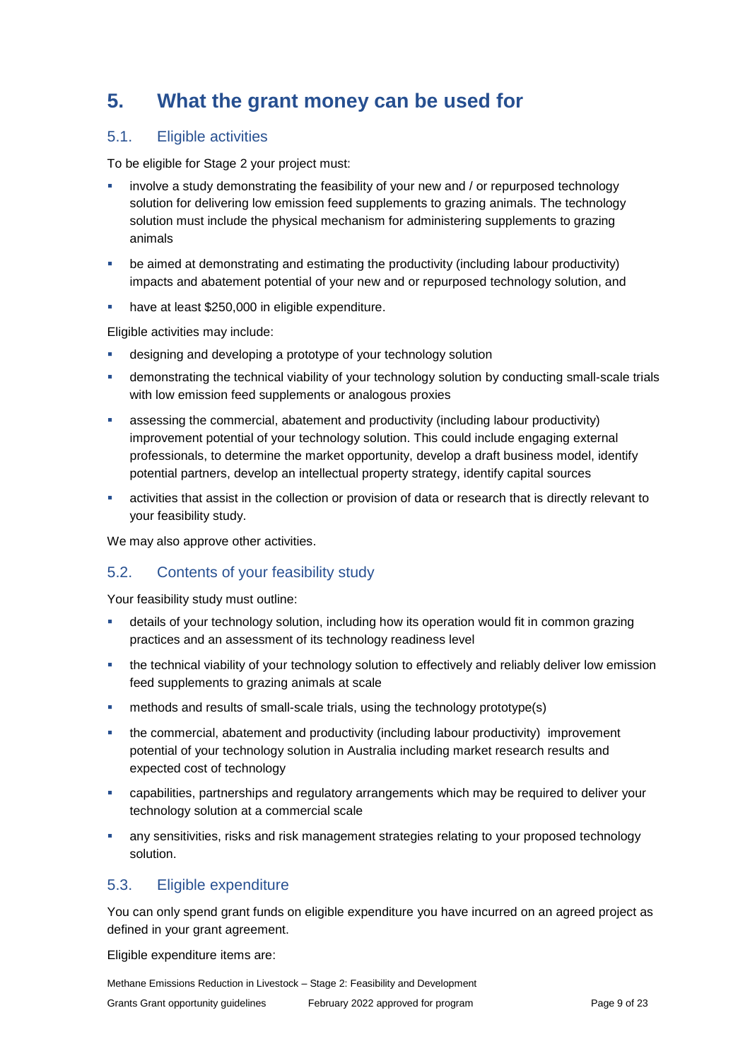# 5. What the grant money can be used for

## 5.1. Eligible activities

To be eligible for Stage 2 your project must:

- involve a study demonstrating the feasibility of your new and / or repurposed technology solution for delivering low emission feed supplements to grazing animals. The technology solution must include the physical mechanism for administering supplements to grazing animals
- be aimed at demonstrating and estimating the productivity (including labour productivity) impacts and abatement potential of your new and or repurposed technology solution, and
- have at least $250,000 in eligible expenditure.

Eligible activities may include:

- designing and developing a prototype of your technology solution
- demonstrating the technical viability of your technology solution by conducting small-scale trials with low emission feed supplements or analogous proxies
- assessing the commercial, abatement and productivity (including labour productivity) improvement potential of your technology solution. This could include engaging external professionals, to determine the market opportunity, develop a draft business model, identify potential partners, develop an intellectual property strategy, identify capital sources
- activities that assist in the collection or provision of data or research that is directly relevant to your feasibility study.

We may also approve other activities.

## 5.2. Contents of your feasibility study

Your feasibility study must outline:

- details of your technology solution, including how its operation would fit in common grazing practices and an assessment of its technology readiness level
- the technical viability of your technology solution to effectively and reliably deliver low emission feed supplements to grazing animals at scale
- methods and results of small-scale trials, using the technology prototype(s)
- the commercial, abatement and productivity (including labour productivity) improvement potential of your technology solution in Australia including market research results and expected cost of technology
- capabilities, partnerships and regulatory arrangements which may be required to deliver your technology solution at a commercial scale
- any sensitivities, risks and risk management strategies relating to your proposed technology solution.

## 5.3. Eligible expenditure

You can only spend grant funds on eligible expenditure you have incurred on an agreed project as defined in your grant agreement.

Eligible expenditure items are: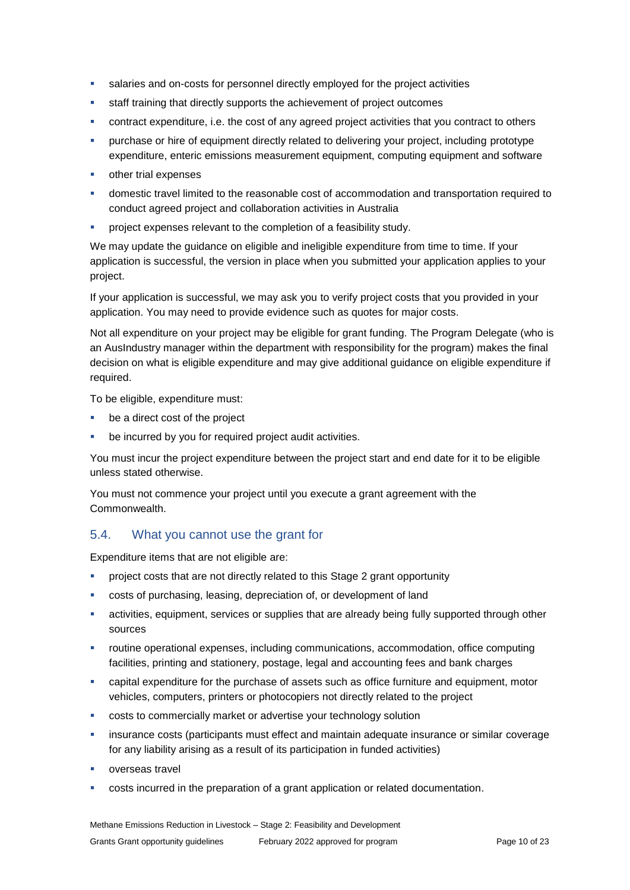- salaries and on-costs for personnel directly employed for the project activities
- staff training that directly supports the achievement of project outcomes
- contract expenditure, i.e. the cost of any agreed project activities that you contract to others
- purchase or hire of equipment directly related to delivering your project, including prototype expenditure, enteric emissions measurement equipment, computing equipment and software
- other trial expenses
- domestic travel limited to the reasonable cost of accommodation and transportation required to conduct agreed project and collaboration activities in Australia
- project expenses relevant to the completion of a feasibility study.

We may update the guidance on eligible and ineligible expenditure from time to time. If your application is successful, the version in place when you submitted your application applies to your project.

If your application is successful, we may ask you to verify project costs that you provided in your application. You may need to provide evidence such as quotes for major costs.

Not all expenditure on your project may be eligible for grant funding. The Program Delegate (who is an AusIndustry manager within the department with responsibility for the program) makes the final decision on what is eligible expenditure and may give additional guidance on eligible expenditure if required.

To be eligible, expenditure must:

- be a direct cost of the project
- be incurred by you for required project audit activities.

You must incur the project expenditure between the project start and end date for it to be eligible unless stated otherwise.

You must not commence your project until you execute a grant agreement with the Commonwealth.

## 5.4. What you cannot use the grant for

Expenditure items that are not eligible are:

- project costs that are not directly related to this Stage 2 grant opportunity
- costs of purchasing, leasing, depreciation of, or development of land
- activities, equipment, services or supplies that are already being fully supported through other sources
- routine operational expenses, including communications, accommodation, office computing facilities, printing and stationery, postage, legal and accounting fees and bank charges
- capital expenditure for the purchase of assets such as office furniture and equipment, motor vehicles, computers, printers or photocopiers not directly related to the project
- costs to commercially market or advertise your technology solution
- insurance costs (participants must effect and maintain adequate insurance or similar coverage for any liability arising as a result of its participation in funded activities)
- overseas travel
- costs incurred in the preparation of a grant application or related documentation.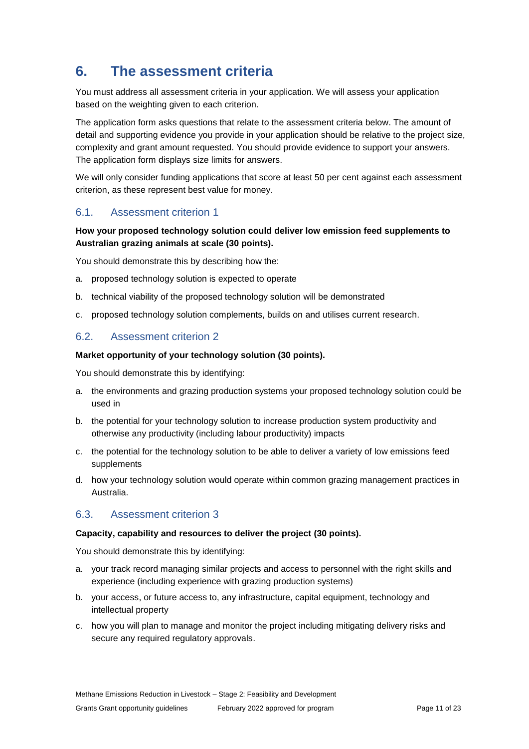# 6. The assessment criteria

You must address all assessment criteria in your application. We will assess your application based on the weighting given to each criterion.

The application form asks questions that relate to the assessment criteria below. The amount of detail and supporting evidence you provide in your application should be relative to the project size, complexity and grant amount requested. You should provide evidence to support your answers. The application form displays size limits for answers.

We will only consider funding applications that score at least 50 per cent against each assessment criterion, as these represent best value for money.

## 6.1. Assessment criterion 1

**How your proposed technology solution could deliver low emission feed supplements to Australian grazing animals at scale (30 points).**

You should demonstrate this by describing how the:

a. proposed technology solution is expected to operate

b. technical viability of the proposed technology solution will be demonstrated

c. proposed technology solution complements, builds on and utilises current research.

## 6.2. Assessment criterion 2

**Market opportunity of your technology solution (30 points).**

You should demonstrate this by identifying:

a. the environments and grazing production systems your proposed technology solution could be used in

b. the potential for your technology solution to increase production system productivity and otherwise any productivity (including labour productivity) impacts

c. the potential for the technology solution to be able to deliver a variety of low emissions feed supplements

d. how your technology solution would operate within common grazing management practices in Australia.

## 6.3. Assessment criterion 3

**Capacity, capability and resources to deliver the project (30 points).**

You should demonstrate this by identifying:

a. your track record managing similar projects and access to personnel with the right skills and experience (including experience with grazing production systems)

b. your access, or future access to, any infrastructure, capital equipment, technology and intellectual property

c. how you will plan to manage and monitor the project including mitigating delivery risks and secure any required regulatory approvals.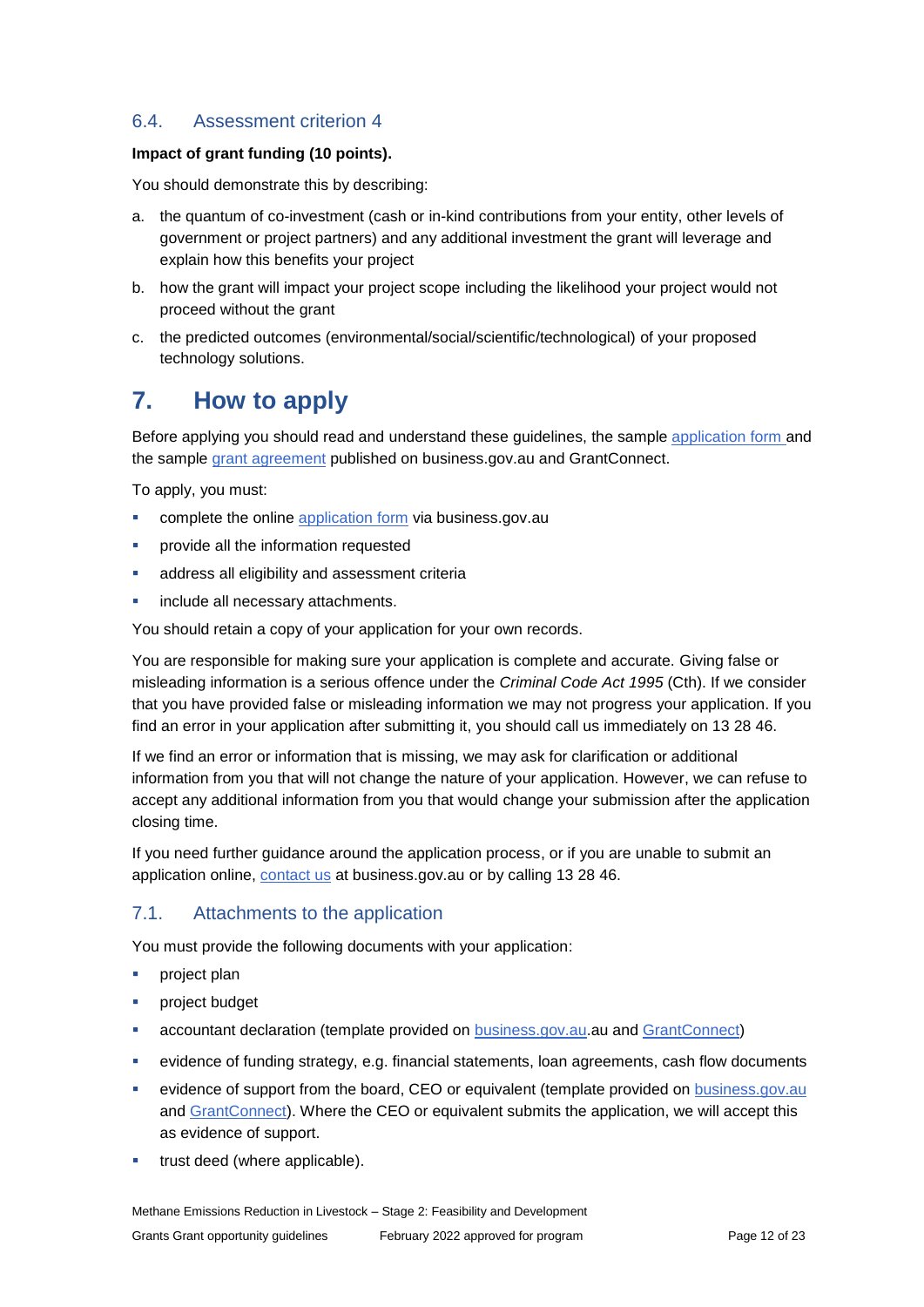### 6.4. Assessment criterion 4

**Impact of grant funding (10 points).**

You should demonstrate this by describing:

a. the quantum of co-investment (cash or in-kind contributions from your entity, other levels of government or project partners) and any additional investment the grant will leverage and explain how this benefits your project

b. how the grant will impact your project scope including the likelihood your project would not proceed without the grant

c. the predicted outcomes (environmental/social/scientific/technological) of your proposed technology solutions.

## 7. How to apply

Before applying you should read and understand these guidelines, the sample application form and the sample grant agreement published on business.gov.au and GrantConnect.

To apply, you must:

- complete the online application form via business.gov.au
- provide all the information requested
- address all eligibility and assessment criteria
- include all necessary attachments.

You should retain a copy of your application for your own records.

You are responsible for making sure your application is complete and accurate. Giving false or misleading information is a serious offence under the *Criminal Code Act 1995* (Cth). If we consider that you have provided false or misleading information we may not progress your application. If you find an error in your application after submitting it, you should call us immediately on 13 28 46.

If we find an error or information that is missing, we may ask for clarification or additional information from you that will not change the nature of your application. However, we can refuse to accept any additional information from you that would change your submission after the application closing time.

If you need further guidance around the application process, or if you are unable to submit an application online, contact us at business.gov.au or by calling 13 28 46.

### 7.1. Attachments to the application

You must provide the following documents with your application:

- project plan
- project budget
- accountant declaration (template provided on business.gov.au.au and GrantConnect)
- evidence of funding strategy, e.g. financial statements, loan agreements, cash flow documents
- evidence of support from the board, CEO or equivalent (template provided on business.gov.au and GrantConnect). Where the CEO or equivalent submits the application, we will accept this as evidence of support.
- trust deed (where applicable).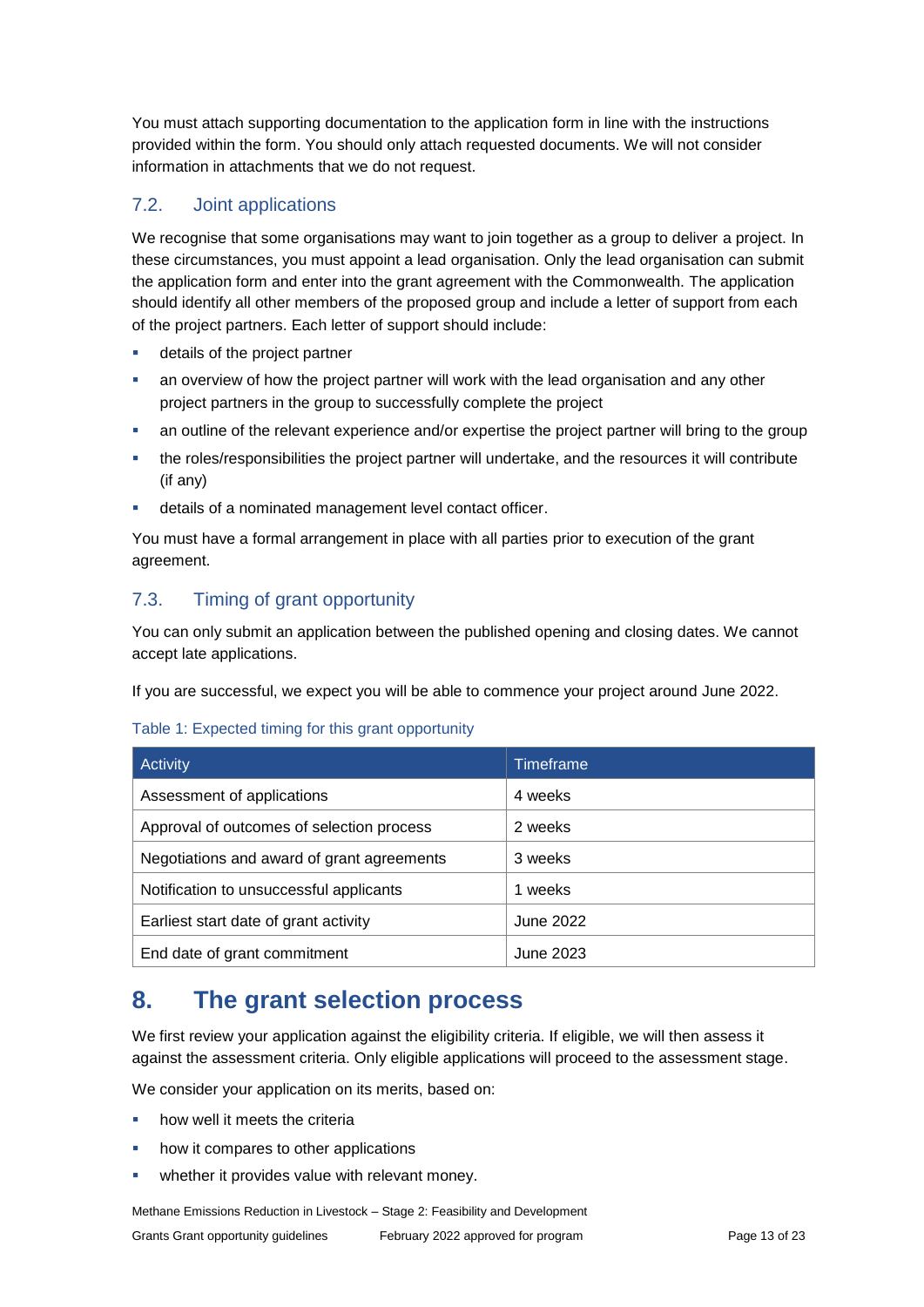You must attach supporting documentation to the application form in line with the instructions provided within the form. You should only attach requested documents. We will not consider information in attachments that we do not request.

### 7.2. Joint applications

We recognise that some organisations may want to join together as a group to deliver a project. In these circumstances, you must appoint a lead organisation. Only the lead organisation can submit the application form and enter into the grant agreement with the Commonwealth. The application should identify all other members of the proposed group and include a letter of support from each of the project partners. Each letter of support should include:

- details of the project partner
- an overview of how the project partner will work with the lead organisation and any other project partners in the group to successfully complete the project
- an outline of the relevant experience and/or expertise the project partner will bring to the group
- the roles/responsibilities the project partner will undertake, and the resources it will contribute (if any)
- details of a nominated management level contact officer.

You must have a formal arrangement in place with all parties prior to execution of the grant agreement.

### 7.3. Timing of grant opportunity

You can only submit an application between the published opening and closing dates. We cannot accept late applications.

If you are successful, we expect you will be able to commence your project around June 2022.

Table 1: Expected timing for this grant opportunity

| Activity | Timeframe |
|---|---|
| Assessment of applications | 4 weeks |
| Approval of outcomes of selection process | 2 weeks |
| Negotiations and award of grant agreements | 3 weeks |
| Notification to unsuccessful applicants | 1 weeks |
| Earliest start date of grant activity | June 2022 |
| End date of grant commitment | June 2023 |

## 8. The grant selection process

We first review your application against the eligibility criteria. If eligible, we will then assess it against the assessment criteria. Only eligible applications will proceed to the assessment stage.

We consider your application on its merits, based on:

- how well it meets the criteria
- how it compares to other applications
- whether it provides value with relevant money.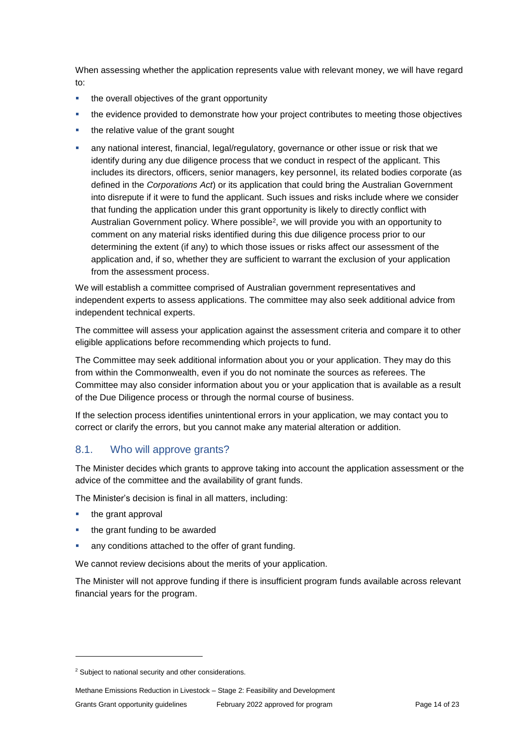When assessing whether the application represents value with relevant money, we will have regard to:

- the overall objectives of the grant opportunity
- the evidence provided to demonstrate how your project contributes to meeting those objectives
- the relative value of the grant sought
- any national interest, financial, legal/regulatory, governance or other issue or risk that we identify during any due diligence process that we conduct in respect of the applicant. This includes its directors, officers, senior managers, key personnel, its related bodies corporate (as defined in the *Corporations Act*) or its application that could bring the Australian Government into disrepute if it were to fund the applicant. Such issues and risks include where we consider that funding the application under this grant opportunity is likely to directly conflict with Australian Government policy. Where possible[2], we will provide you with an opportunity to comment on any material risks identified during this due diligence process prior to our determining the extent (if any) to which those issues or risks affect our assessment of the application and, if so, whether they are sufficient to warrant the exclusion of your application from the assessment process.

We will establish a committee comprised of Australian government representatives and independent experts to assess applications. The committee may also seek additional advice from independent technical experts.

The committee will assess your application against the assessment criteria and compare it to other eligible applications before recommending which projects to fund.

The Committee may seek additional information about you or your application. They may do this from within the Commonwealth, even if you do not nominate the sources as referees. The Committee may also consider information about you or your application that is available as a result of the Due Diligence process or through the normal course of business.

If the selection process identifies unintentional errors in your application, we may contact you to correct or clarify the errors, but you cannot make any material alteration or addition.

## 8.1. Who will approve grants?

The Minister decides which grants to approve taking into account the application assessment or the advice of the committee and the availability of grant funds.

The Minister's decision is final in all matters, including:

- the grant approval
- the grant funding to be awarded
- any conditions attached to the offer of grant funding.

We cannot review decisions about the merits of your application.

The Minister will not approve funding if there is insufficient program funds available across relevant financial years for the program.

[2] Subject to national security and other considerations.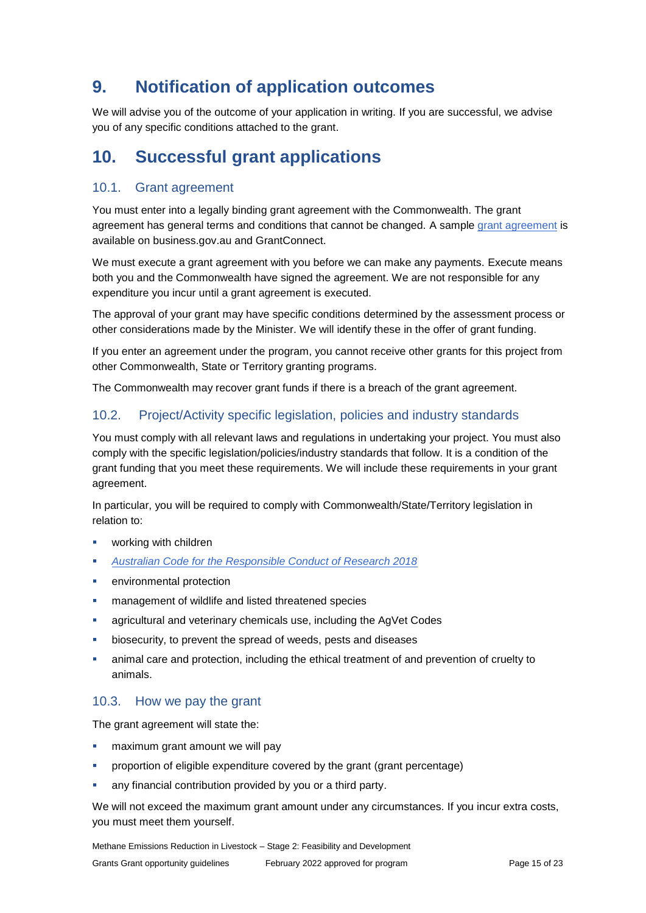# 9. Notification of application outcomes

We will advise you of the outcome of your application in writing. If you are successful, we advise you of any specific conditions attached to the grant.

# 10. Successful grant applications

## 10.1. Grant agreement

You must enter into a legally binding grant agreement with the Commonwealth. The grant agreement has general terms and conditions that cannot be changed. A sample grant agreement is available on business.gov.au and GrantConnect.

We must execute a grant agreement with you before we can make any payments. Execute means both you and the Commonwealth have signed the agreement. We are not responsible for any expenditure you incur until a grant agreement is executed.

The approval of your grant may have specific conditions determined by the assessment process or other considerations made by the Minister. We will identify these in the offer of grant funding.

If you enter an agreement under the program, you cannot receive other grants for this project from other Commonwealth, State or Territory granting programs.

The Commonwealth may recover grant funds if there is a breach of the grant agreement.

## 10.2. Project/Activity specific legislation, policies and industry standards

You must comply with all relevant laws and regulations in undertaking your project. You must also comply with the specific legislation/policies/industry standards that follow. It is a condition of the grant funding that you meet these requirements. We will include these requirements in your grant agreement.

In particular, you will be required to comply with Commonwealth/State/Territory legislation in relation to:

- working with children
- *Australian Code for the Responsible Conduct of Research 2018*
- environmental protection
- management of wildlife and listed threatened species
- agricultural and veterinary chemicals use, including the AgVet Codes
- biosecurity, to prevent the spread of weeds, pests and diseases
- animal care and protection, including the ethical treatment of and prevention of cruelty to animals.

## 10.3. How we pay the grant

The grant agreement will state the:

- maximum grant amount we will pay
- proportion of eligible expenditure covered by the grant (grant percentage)
- any financial contribution provided by you or a third party.

We will not exceed the maximum grant amount under any circumstances. If you incur extra costs, you must meet them yourself.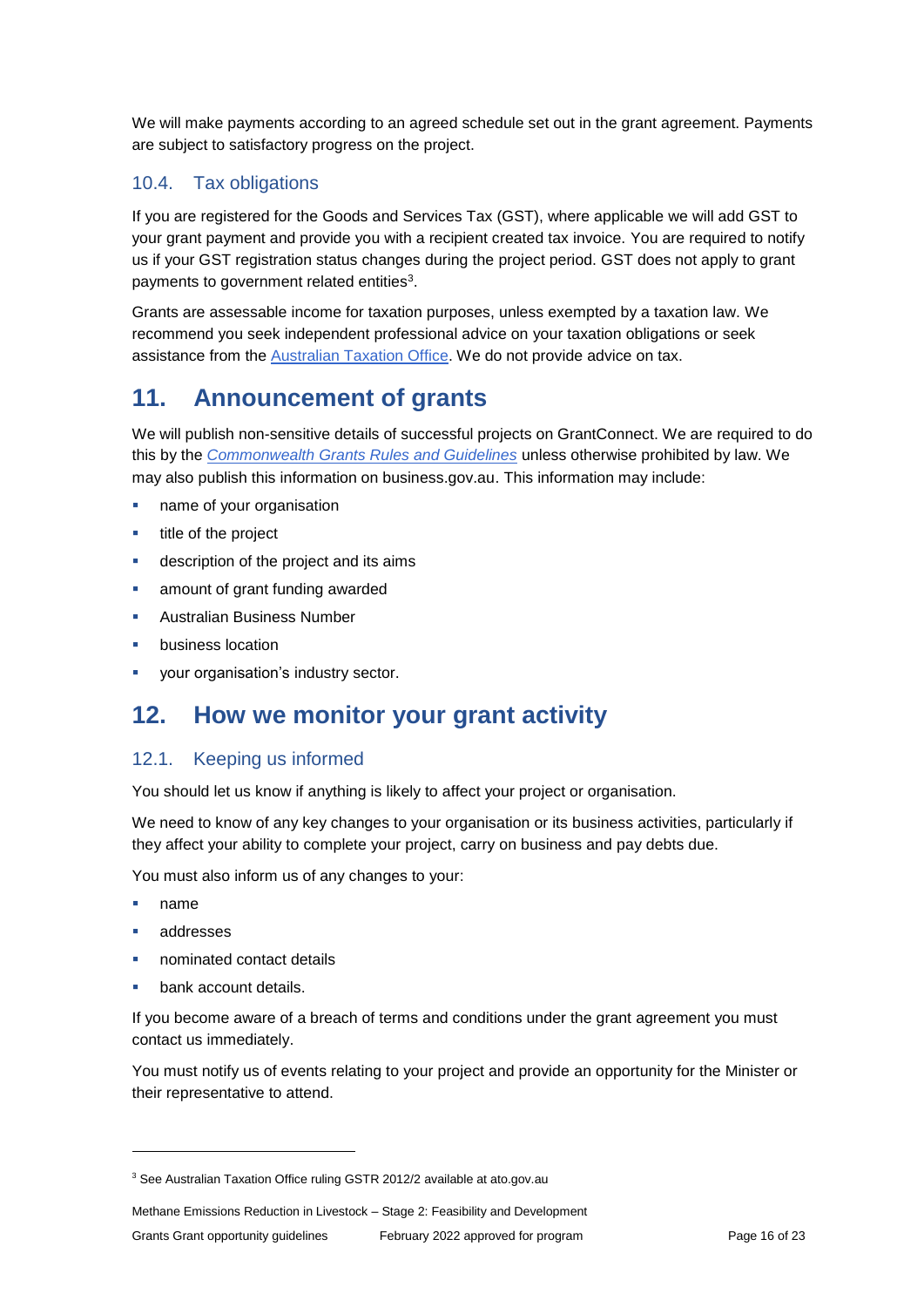We will make payments according to an agreed schedule set out in the grant agreement. Payments are subject to satisfactory progress on the project.

### 10.4. Tax obligations

If you are registered for the Goods and Services Tax (GST), where applicable we will add GST to your grant payment and provide you with a recipient created tax invoice. You are required to notify us if your GST registration status changes during the project period. GST does not apply to grant payments to government related entities[3].

Grants are assessable income for taxation purposes, unless exempted by a taxation law. We recommend you seek independent professional advice on your taxation obligations or seek assistance from the Australian Taxation Office. We do not provide advice on tax.

## 11. Announcement of grants

We will publish non-sensitive details of successful projects on GrantConnect. We are required to do this by the *Commonwealth Grants Rules and Guidelines* unless otherwise prohibited by law. We may also publish this information on business.gov.au. This information may include:

- name of your organisation
- title of the project
- description of the project and its aims
- amount of grant funding awarded
- Australian Business Number
- business location
- your organisation's industry sector.

## 12. How we monitor your grant activity

### 12.1. Keeping us informed

You should let us know if anything is likely to affect your project or organisation.

We need to know of any key changes to your organisation or its business activities, particularly if they affect your ability to complete your project, carry on business and pay debts due.

You must also inform us of any changes to your:

- name
- addresses
- nominated contact details
- bank account details.

If you become aware of a breach of terms and conditions under the grant agreement you must contact us immediately.

You must notify us of events relating to your project and provide an opportunity for the Minister or their representative to attend.

---

[3] See Australian Taxation Office ruling GSTR 2012/2 available at ato.gov.au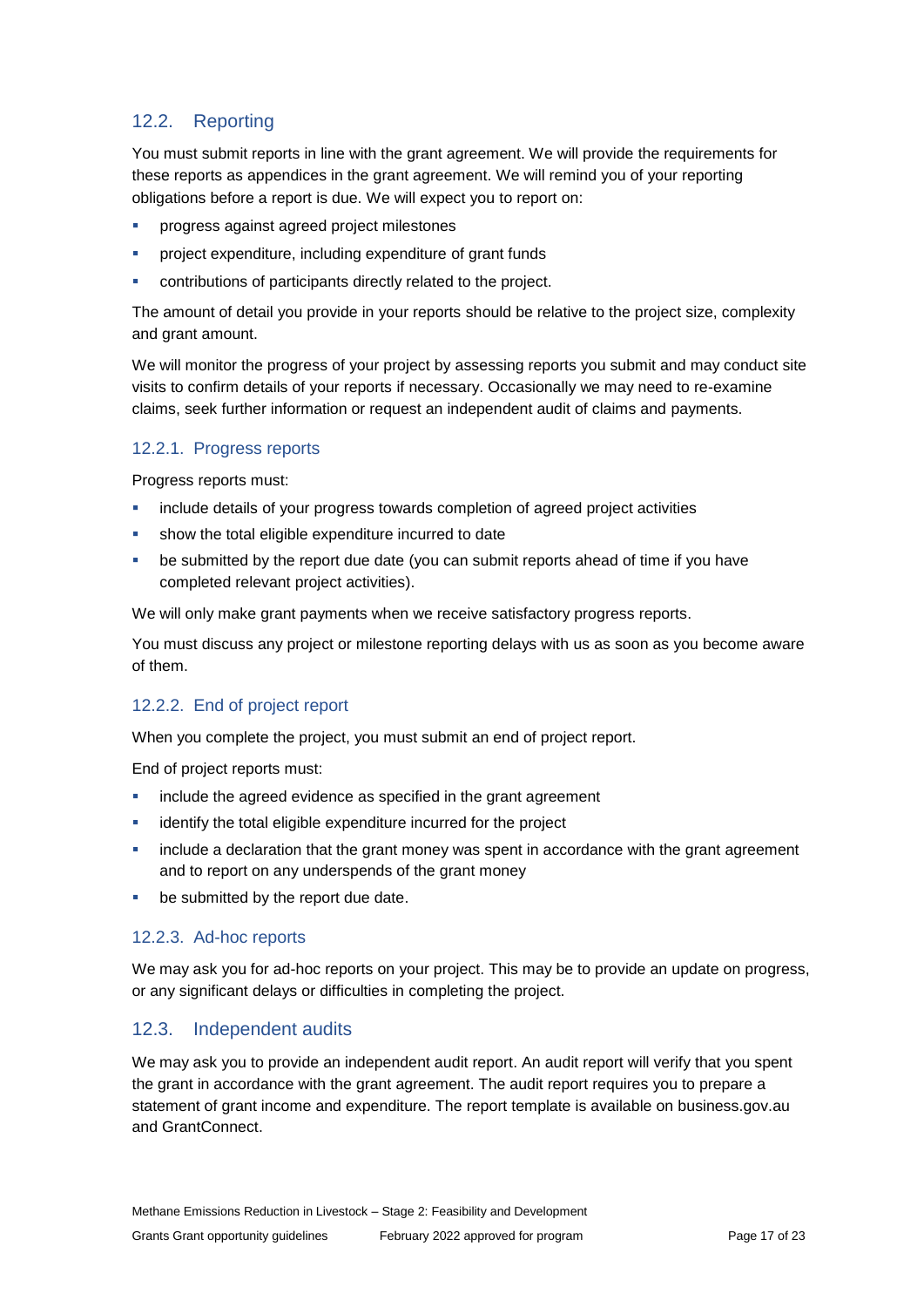## 12.2. Reporting

You must submit reports in line with the grant agreement. We will provide the requirements for these reports as appendices in the grant agreement. We will remind you of your reporting obligations before a report is due. We will expect you to report on:

- progress against agreed project milestones
- project expenditure, including expenditure of grant funds
- contributions of participants directly related to the project.

The amount of detail you provide in your reports should be relative to the project size, complexity and grant amount.

We will monitor the progress of your project by assessing reports you submit and may conduct site visits to confirm details of your reports if necessary. Occasionally we may need to re-examine claims, seek further information or request an independent audit of claims and payments.

### 12.2.1. Progress reports

Progress reports must:

- include details of your progress towards completion of agreed project activities
- show the total eligible expenditure incurred to date
- be submitted by the report due date (you can submit reports ahead of time if you have completed relevant project activities).

We will only make grant payments when we receive satisfactory progress reports.

You must discuss any project or milestone reporting delays with us as soon as you become aware of them.

### 12.2.2. End of project report

When you complete the project, you must submit an end of project report.

End of project reports must:

- include the agreed evidence as specified in the grant agreement
- identify the total eligible expenditure incurred for the project
- include a declaration that the grant money was spent in accordance with the grant agreement and to report on any underspends of the grant money
- be submitted by the report due date.

### 12.2.3. Ad-hoc reports

We may ask you for ad-hoc reports on your project. This may be to provide an update on progress, or any significant delays or difficulties in completing the project.

## 12.3. Independent audits

We may ask you to provide an independent audit report. An audit report will verify that you spent the grant in accordance with the grant agreement. The audit report requires you to prepare a statement of grant income and expenditure. The report template is available on business.gov.au and GrantConnect.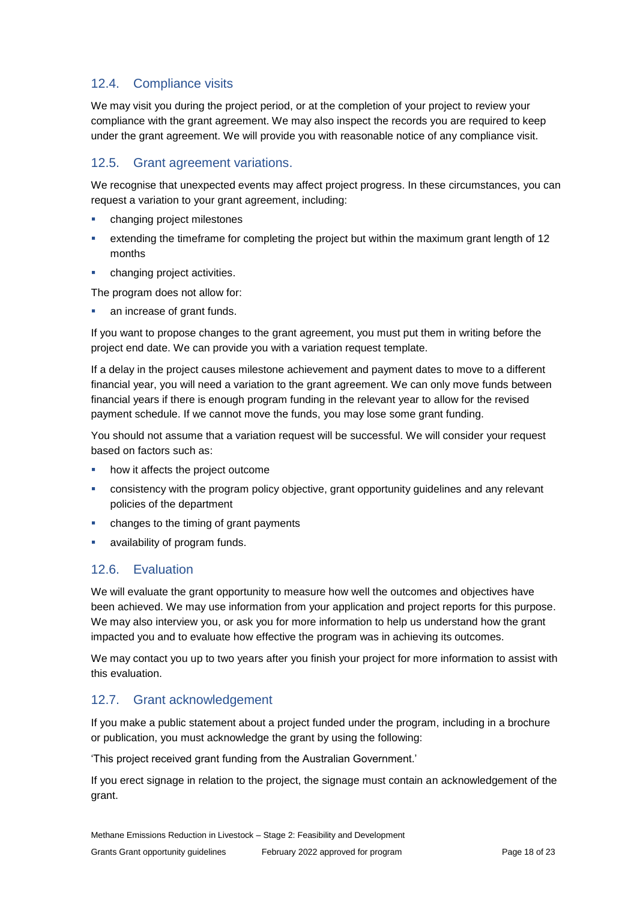### 12.4. Compliance visits

We may visit you during the project period, or at the completion of your project to review your compliance with the grant agreement. We may also inspect the records you are required to keep under the grant agreement. We will provide you with reasonable notice of any compliance visit.

### 12.5. Grant agreement variations.

We recognise that unexpected events may affect project progress. In these circumstances, you can request a variation to your grant agreement, including:

- changing project milestones
- extending the timeframe for completing the project but within the maximum grant length of 12 months
- changing project activities.

The program does not allow for:

- an increase of grant funds.

If you want to propose changes to the grant agreement, you must put them in writing before the project end date. We can provide you with a variation request template.

If a delay in the project causes milestone achievement and payment dates to move to a different financial year, you will need a variation to the grant agreement. We can only move funds between financial years if there is enough program funding in the relevant year to allow for the revised payment schedule. If we cannot move the funds, you may lose some grant funding.

You should not assume that a variation request will be successful. We will consider your request based on factors such as:

- how it affects the project outcome
- consistency with the program policy objective, grant opportunity guidelines and any relevant policies of the department
- changes to the timing of grant payments
- availability of program funds.

### 12.6. Evaluation

We will evaluate the grant opportunity to measure how well the outcomes and objectives have been achieved. We may use information from your application and project reports for this purpose. We may also interview you, or ask you for more information to help us understand how the grant impacted you and to evaluate how effective the program was in achieving its outcomes.

We may contact you up to two years after you finish your project for more information to assist with this evaluation.

### 12.7. Grant acknowledgement

If you make a public statement about a project funded under the program, including in a brochure or publication, you must acknowledge the grant by using the following:

'This project received grant funding from the Australian Government.'

If you erect signage in relation to the project, the signage must contain an acknowledgement of the grant.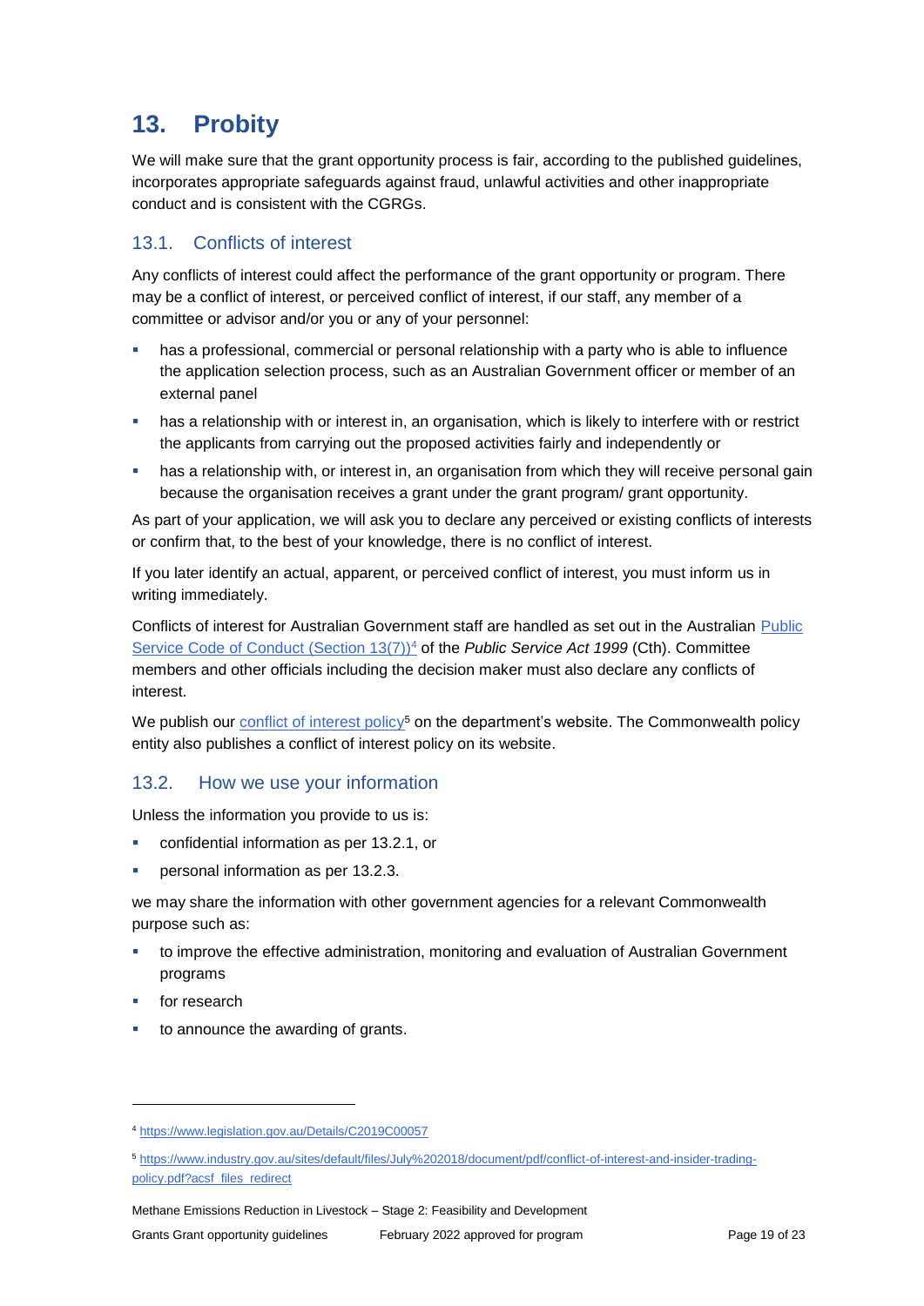# 13. Probity

We will make sure that the grant opportunity process is fair, according to the published guidelines, incorporates appropriate safeguards against fraud, unlawful activities and other inappropriate conduct and is consistent with the CGRGs.

## 13.1. Conflicts of interest

Any conflicts of interest could affect the performance of the grant opportunity or program. There may be a conflict of interest, or perceived conflict of interest, if our staff, any member of a committee or advisor and/or you or any of your personnel:

- has a professional, commercial or personal relationship with a party who is able to influence the application selection process, such as an Australian Government officer or member of an external panel
- has a relationship with or interest in, an organisation, which is likely to interfere with or restrict the applicants from carrying out the proposed activities fairly and independently or
- has a relationship with, or interest in, an organisation from which they will receive personal gain because the organisation receives a grant under the grant program/ grant opportunity.

As part of your application, we will ask you to declare any perceived or existing conflicts of interests or confirm that, to the best of your knowledge, there is no conflict of interest.

If you later identify an actual, apparent, or perceived conflict of interest, you must inform us in writing immediately.

Conflicts of interest for Australian Government staff are handled as set out in the Australian [Public Service Code of Conduct (Section 13(7))](https://www.legislation.gov.au/Details/C2019C00057)[4] of the *Public Service Act 1999* (Cth). Committee members and other officials including the decision maker must also declare any conflicts of interest.

We publish our [conflict of interest policy](https://www.industry.gov.au/sites/default/files/July%202018/document/pdf/conflict-of-interest-and-insider-trading-policy.pdf?acsf_files_redirect)[5] on the department's website. The Commonwealth policy entity also publishes a conflict of interest policy on its website.

## 13.2. How we use your information

Unless the information you provide to us is:

- confidential information as per 13.2.1, or
- personal information as per 13.2.3.

we may share the information with other government agencies for a relevant Commonwealth purpose such as:

- to improve the effective administration, monitoring and evaluation of Australian Government programs
- for research
- to announce the awarding of grants.

---

[4] https://www.legislation.gov.au/Details/C2019C00057

[5] https://www.industry.gov.au/sites/default/files/July%202018/document/pdf/conflict-of-interest-and-insider-trading-policy.pdf?acsf_files_redirect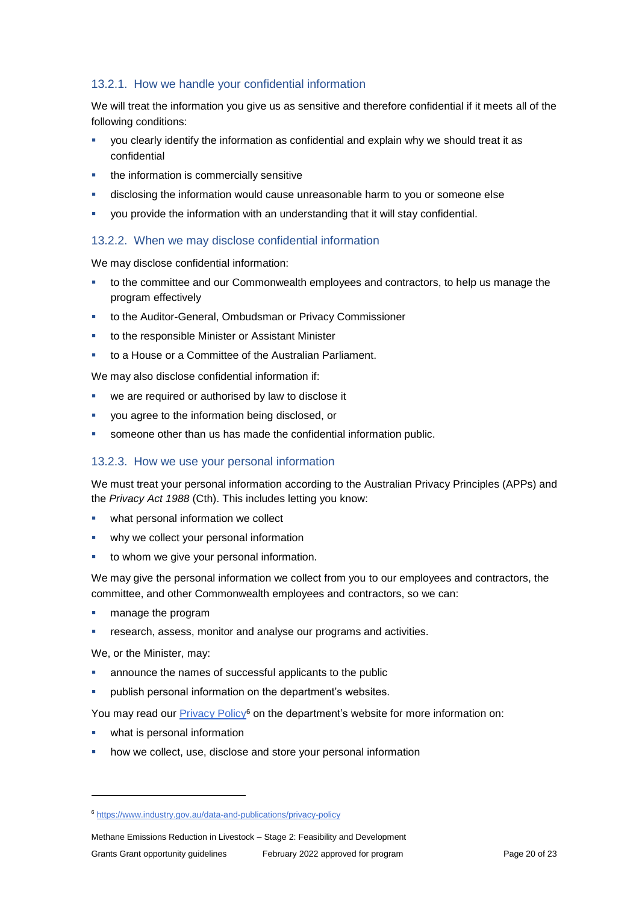### 13.2.1. How we handle your confidential information

We will treat the information you give us as sensitive and therefore confidential if it meets all of the following conditions:

- you clearly identify the information as confidential and explain why we should treat it as confidential
- the information is commercially sensitive
- disclosing the information would cause unreasonable harm to you or someone else
- you provide the information with an understanding that it will stay confidential.

### 13.2.2. When we may disclose confidential information

We may disclose confidential information:

- to the committee and our Commonwealth employees and contractors, to help us manage the program effectively
- to the Auditor-General, Ombudsman or Privacy Commissioner
- to the responsible Minister or Assistant Minister
- to a House or a Committee of the Australian Parliament.

We may also disclose confidential information if:

- we are required or authorised by law to disclose it
- you agree to the information being disclosed, or
- someone other than us has made the confidential information public.

### 13.2.3. How we use your personal information

We must treat your personal information according to the Australian Privacy Principles (APPs) and the *Privacy Act 1988* (Cth). This includes letting you know:

- what personal information we collect
- why we collect your personal information
- to whom we give your personal information.

We may give the personal information we collect from you to our employees and contractors, the committee, and other Commonwealth employees and contractors, so we can:

- manage the program
- research, assess, monitor and analyse our programs and activities.

We, or the Minister, may:

- announce the names of successful applicants to the public
- publish personal information on the department's websites.

You may read our [Privacy Policy](https://www.industry.gov.au/data-and-publications/privacy-policy)[6] on the department's website for more information on:

- what is personal information
- how we collect, use, disclose and store your personal information

[6] https://www.industry.gov.au/data-and-publications/privacy-policy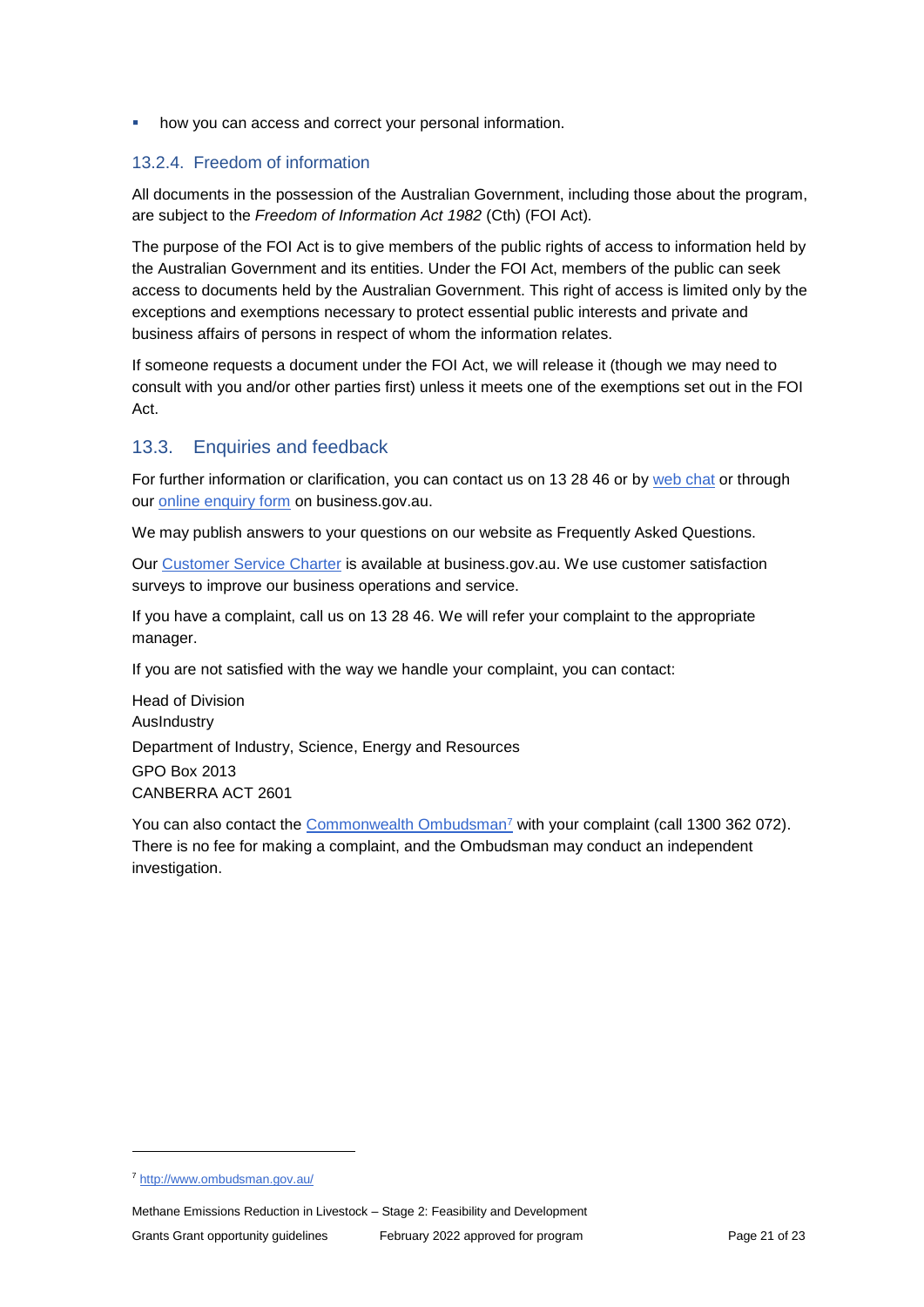- how you can access and correct your personal information.

### 13.2.4. Freedom of information

All documents in the possession of the Australian Government, including those about the program, are subject to the *Freedom of Information Act 1982* (Cth) (FOI Act).

The purpose of the FOI Act is to give members of the public rights of access to information held by the Australian Government and its entities. Under the FOI Act, members of the public can seek access to documents held by the Australian Government. This right of access is limited only by the exceptions and exemptions necessary to protect essential public interests and private and business affairs of persons in respect of whom the information relates.

If someone requests a document under the FOI Act, we will release it (though we may need to consult with you and/or other parties first) unless it meets one of the exemptions set out in the FOI Act.

## 13.3. Enquiries and feedback

For further information or clarification, you can contact us on 13 28 46 or by web chat or through our online enquiry form on business.gov.au.

We may publish answers to your questions on our website as Frequently Asked Questions.

Our Customer Service Charter is available at business.gov.au. We use customer satisfaction surveys to improve our business operations and service.

If you have a complaint, call us on 13 28 46. We will refer your complaint to the appropriate manager.

If you are not satisfied with the way we handle your complaint, you can contact:

Head of Division
AusIndustry
Department of Industry, Science, Energy and Resources
GPO Box 2013
CANBERRA ACT 2601

You can also contact the Commonwealth Ombudsman[7] with your complaint (call 1300 362 072). There is no fee for making a complaint, and the Ombudsman may conduct an independent investigation.

[7] http://www.ombudsman.gov.au/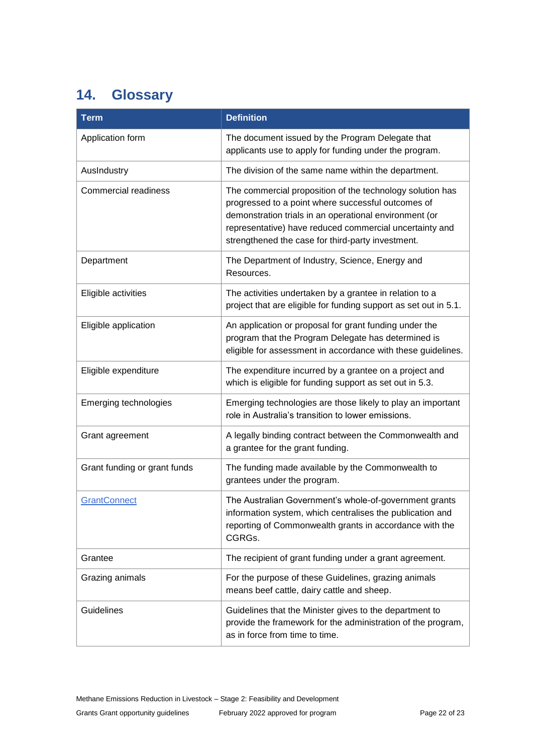## 14. Glossary

| Term | Definition |
| --- | --- |
| Application form | The document issued by the Program Delegate that applicants use to apply for funding under the program. |
| AusIndustry | The division of the same name within the department. |
| Commercial readiness | The commercial proposition of the technology solution has progressed to a point where successful outcomes of demonstration trials in an operational environment (or representative) have reduced commercial uncertainty and strengthened the case for third-party investment. |
| Department | The Department of Industry, Science, Energy and Resources. |
| Eligible activities | The activities undertaken by a grantee in relation to a project that are eligible for funding support as set out in 5.1. |
| Eligible application | An application or proposal for grant funding under the program that the Program Delegate has determined is eligible for assessment in accordance with these guidelines. |
| Eligible expenditure | The expenditure incurred by a grantee on a project and which is eligible for funding support as set out in 5.3. |
| Emerging technologies | Emerging technologies are those likely to play an important role in Australia's transition to lower emissions. |
| Grant agreement | A legally binding contract between the Commonwealth and a grantee for the grant funding. |
| Grant funding or grant funds | The funding made available by the Commonwealth to grantees under the program. |
| GrantConnect | The Australian Government's whole-of-government grants information system, which centralises the publication and reporting of Commonwealth grants in accordance with the CGRGs. |
| Grantee | The recipient of grant funding under a grant agreement. |
| Grazing animals | For the purpose of these Guidelines, grazing animals means beef cattle, dairy cattle and sheep. |
| Guidelines | Guidelines that the Minister gives to the department to provide the framework for the administration of the program, as in force from time to time. |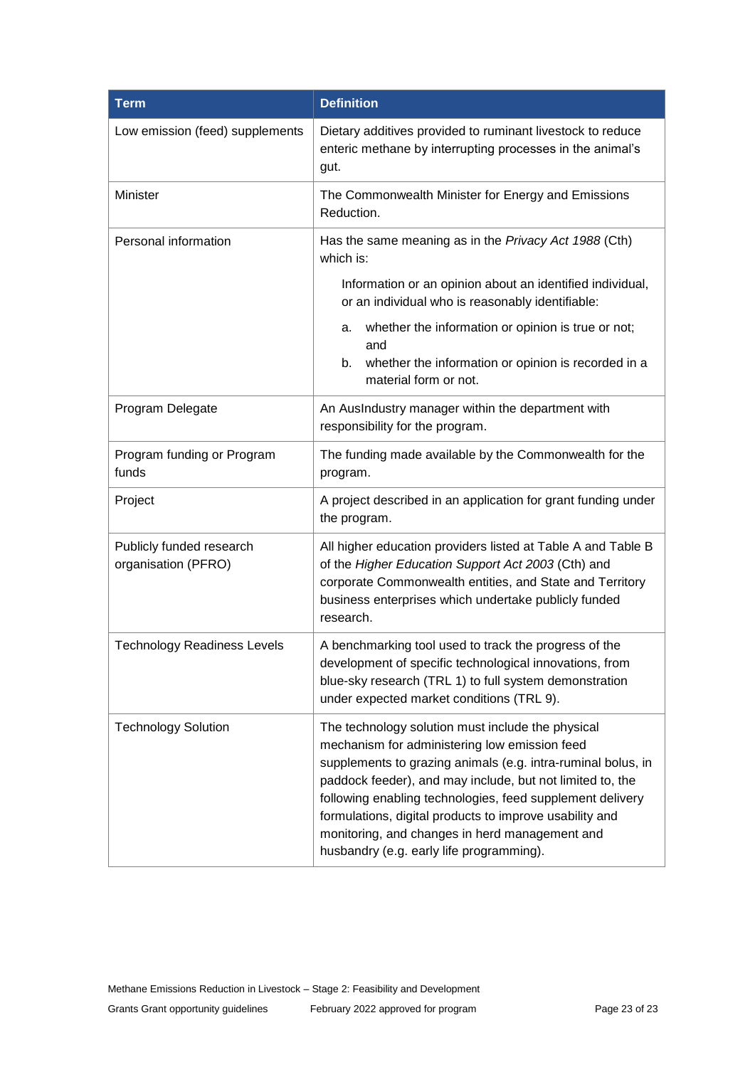| Term | Definition |
|---|---|
| Low emission (feed) supplements | Dietary additives provided to ruminant livestock to reduce enteric methane by interrupting processes in the animal's gut. |
| Minister | The Commonwealth Minister for Energy and Emissions Reduction. |
| Personal information | Has the same meaning as in the *Privacy Act 1988* (Cth) which is: <br><br> Information or an opinion about an identified individual, or an individual who is reasonably identifiable: <br><br> a. whether the information or opinion is true or not; and <br> b. whether the information or opinion is recorded in a material form or not. |
| Program Delegate | An AusIndustry manager within the department with responsibility for the program. |
| Program funding or Program funds | The funding made available by the Commonwealth for the program. |
| Project | A project described in an application for grant funding under the program. |
| Publicly funded research organisation (PFRO) | All higher education providers listed at Table A and Table B of the *Higher Education Support Act 2003* (Cth) and corporate Commonwealth entities, and State and Territory business enterprises which undertake publicly funded research. |
| Technology Readiness Levels | A benchmarking tool used to track the progress of the development of specific technological innovations, from blue-sky research (TRL 1) to full system demonstration under expected market conditions (TRL 9). |
| Technology Solution | The technology solution must include the physical mechanism for administering low emission feed supplements to grazing animals (e.g. intra-ruminal bolus, in paddock feeder), and may include, but not limited to, the following enabling technologies, feed supplement delivery formulations, digital products to improve usability and monitoring, and changes in herd management and husbandry (e.g. early life programming). |